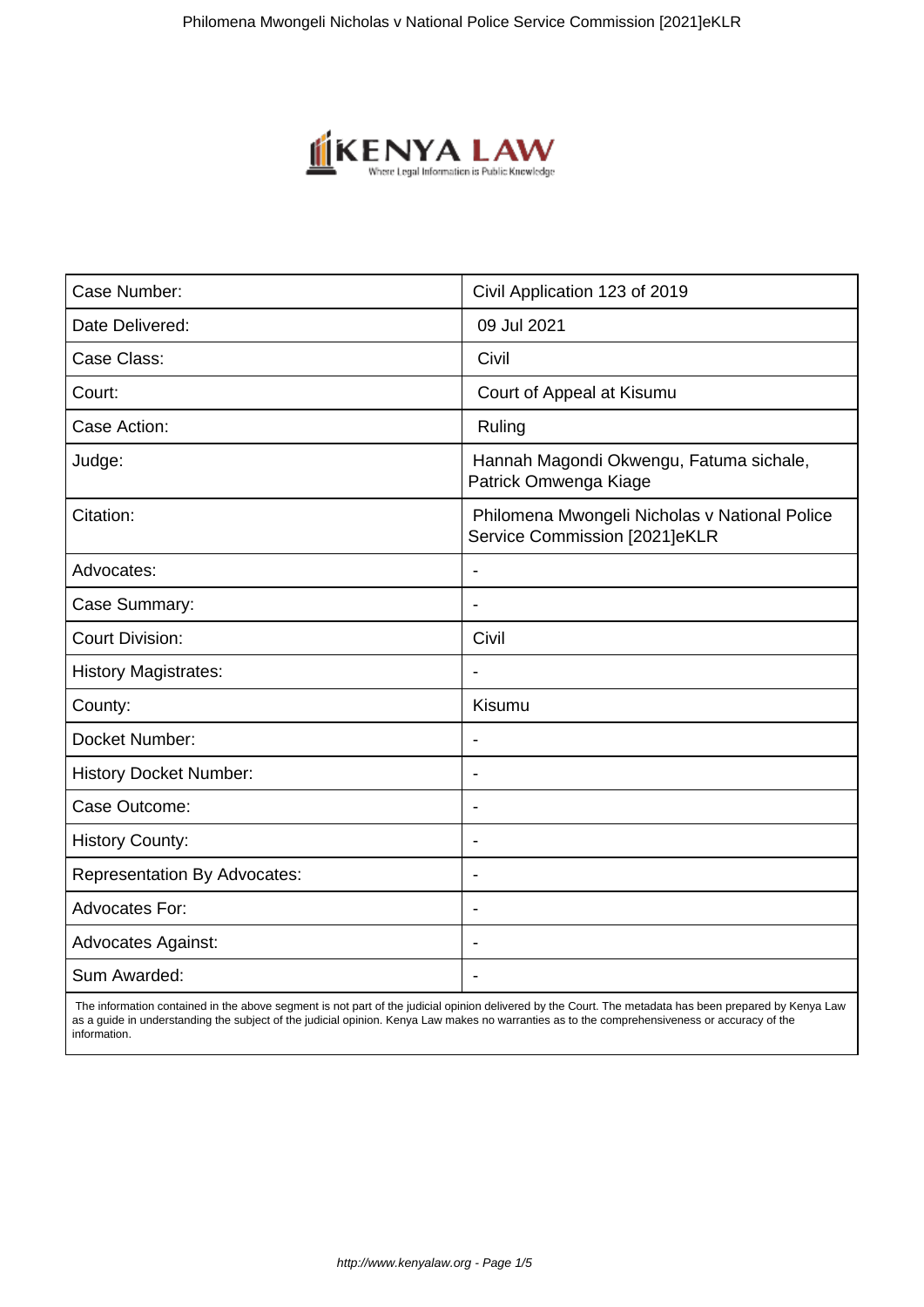| Case Number: | Civil Application 123 of 2019 |
| --- | --- |
| Date Delivered: | 09 Jul 2021 |
| Case Class: | Civil |
| Court: | Court of Appeal at Kisumu |
| Case Action: | Ruling |
| Judge: | Hannah Magondi Okwengu, Fatuma sichale, Patrick Omwenga Kiage |
| Citation: | Philomena Mwongeli Nicholas v National Police Service Commission [2021]eKLR |
| Advocates: | - |
| Case Summary: | - |
| Court Division: | Civil |
| History Magistrates: | - |
| County: | Kisumu |
| Docket Number: | - |
| History Docket Number: | - |
| Case Outcome: | - |
| History County: | - |
| Representation By Advocates: | - |
| Advocates For: | - |
| Advocates Against: | - |
| Sum Awarded: | - |

The information contained in the above segment is not part of the judicial opinion delivered by the Court. The metadata has been prepared by Kenya Law as a guide in understanding the subject of the judicial opinion. Kenya Law makes no warranties as to the comprehensiveness or accuracy of the information.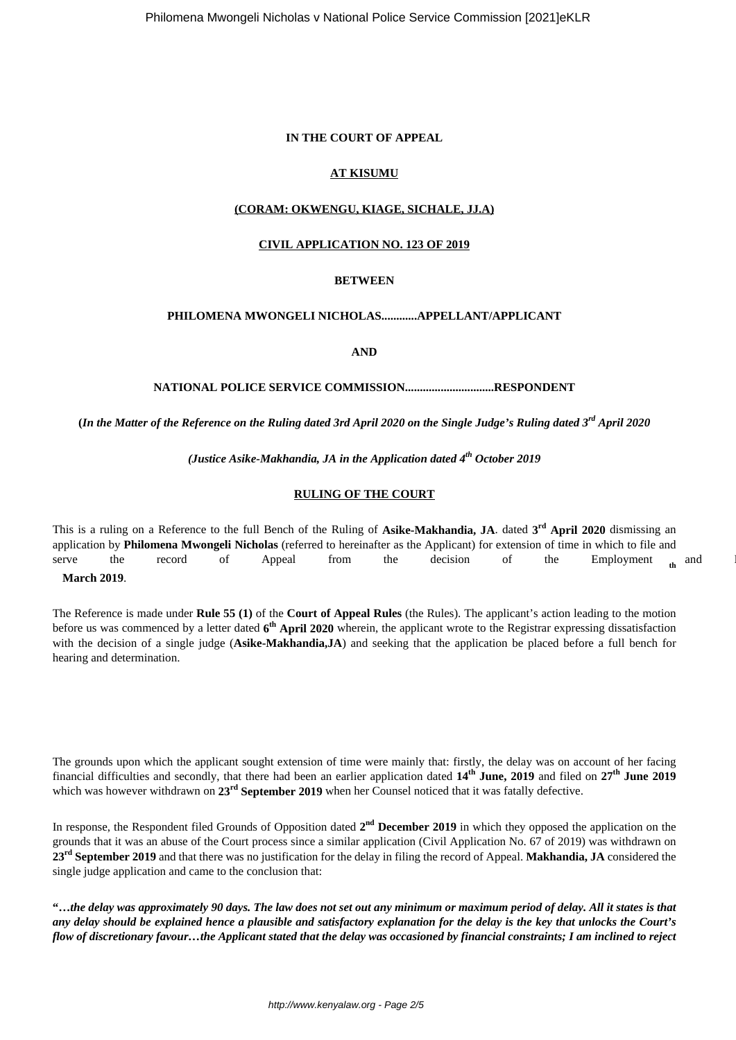**IN THE COURT OF APPEAL**

**AT KISUMU**

**(CORAM: OKWENGU, KIAGE, SICHALE, JJ.A)**

**CIVIL APPLICATION NO. 123 OF 2019**

**BETWEEN**

**PHILOMENA MWONGELI NICHOLAS............APPELLANT/APPLICANT**

**AND**

**NATIONAL POLICE SERVICE COMMISSION.............................RESPONDENT**

***(In the Matter of the Reference on the Ruling dated 3rd April 2020 on the Single Judge's Ruling dated 3rd April 2020***

***(Justice Asike-Makhandia, JA in the Application dated 4th October 2019***

**RULING OF THE COURT**

This is a ruling on a Reference to the full Bench of the Ruling of **Asike-Makhandia, JA**. dated **3rd April 2020** dismissing an application by **Philomena Mwongeli Nicholas** (referred to hereinafter as the Applicant) for extension of time in which to file and serve the record of Appeal from the decision of the Employment th and **March 2019**.

The Reference is made under **Rule 55 (1)** of the **Court of Appeal Rules** (the Rules). The applicant's action leading to the motion before us was commenced by a letter dated **6th April 2020** wherein, the applicant wrote to the Registrar expressing dissatisfaction with the decision of a single judge (**Asike-Makhandia,JA**) and seeking that the application be placed before a full bench for hearing and determination.

The grounds upon which the applicant sought extension of time were mainly that: firstly, the delay was on account of her facing financial difficulties and secondly, that there had been an earlier application dated **14th June, 2019** and filed on **27th June 2019** which was however withdrawn on **23rd September 2019** when her Counsel noticed that it was fatally defective.

In response, the Respondent filed Grounds of Opposition dated **2nd December 2019** in which they opposed the application on the grounds that it was an abuse of the Court process since a similar application (Civil Application No. 67 of 2019) was withdrawn on **23rd September 2019** and that there was no justification for the delay in filing the record of Appeal. **Makhandia, JA** considered the single judge application and came to the conclusion that:

**"*…the delay was approximately 90 days. The law does not set out any minimum or maximum period of delay. All it states is that any delay should be explained hence a plausible and satisfactory explanation for the delay is the key that unlocks the Court's flow of discretionary favour…the Applicant stated that the delay was occasioned by financial constraints; I am inclined to reject***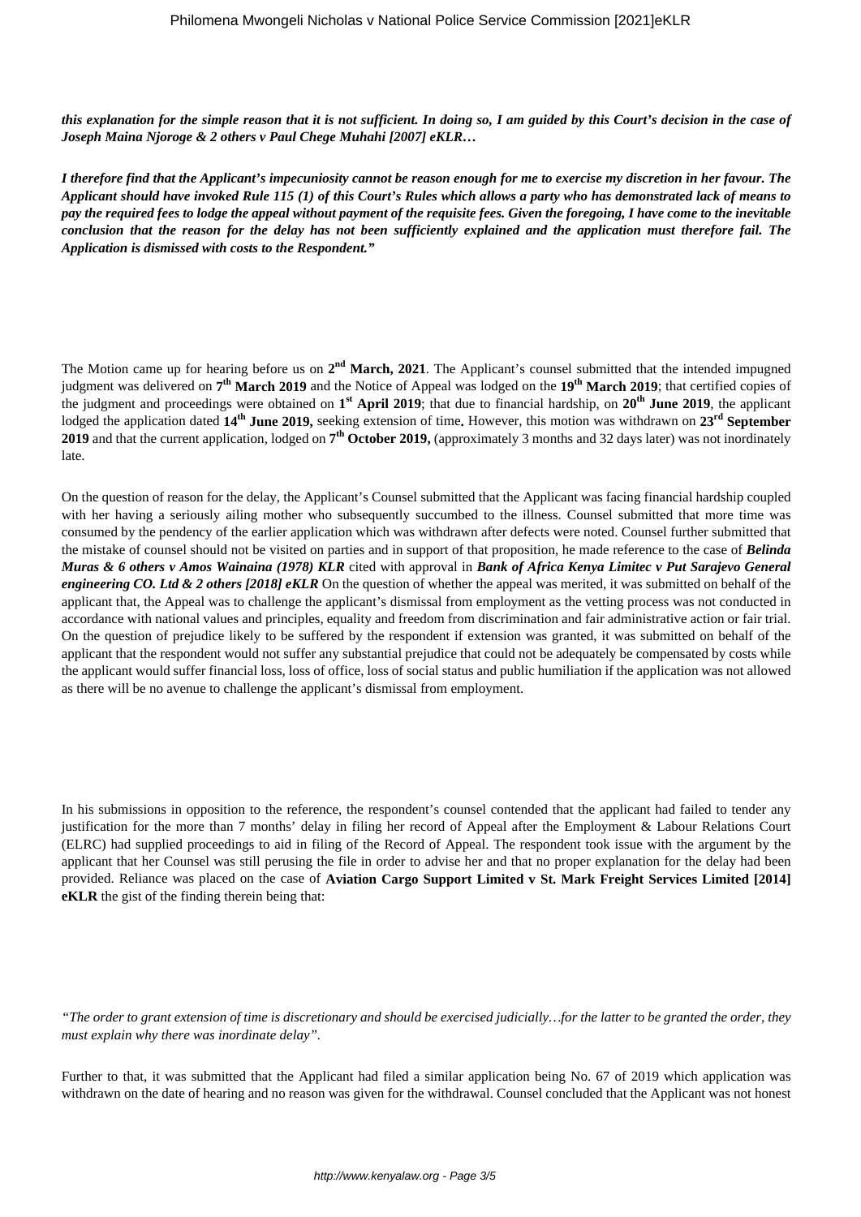***this explanation for the simple reason that it is not sufficient. In doing so, I am guided by this Court's decision in the case of Joseph Maina Njoroge & 2 others v Paul Chege Muhahi [2007] eKLR…***

***I therefore find that the Applicant's impecuniosity cannot be reason enough for me to exercise my discretion in her favour. The Applicant should have invoked Rule 115 (1) of this Court's Rules which allows a party who has demonstrated lack of means to pay the required fees to lodge the appeal without payment of the requisite fees. Given the foregoing, I have come to the inevitable conclusion that the reason for the delay has not been sufficiently explained and the application must therefore fail. The Application is dismissed with costs to the Respondent."***

The Motion came up for hearing before us on **2nd March, 2021**. The Applicant's counsel submitted that the intended impugned judgment was delivered on **7th March 2019** and the Notice of Appeal was lodged on the **19th March 2019**; that certified copies of the judgment and proceedings were obtained on **1st April 2019**; that due to financial hardship, on **20th June 2019**, the applicant lodged the application dated **14th June 2019,** seeking extension of time**.** However, this motion was withdrawn on **23rd September 2019** and that the current application, lodged on **7th October 2019,** (approximately 3 months and 32 days later) was not inordinately late.

On the question of reason for the delay, the Applicant's Counsel submitted that the Applicant was facing financial hardship coupled with her having a seriously ailing mother who subsequently succumbed to the illness. Counsel submitted that more time was consumed by the pendency of the earlier application which was withdrawn after defects were noted. Counsel further submitted that the mistake of counsel should not be visited on parties and in support of that proposition, he made reference to the case of ***Belinda Muras & 6 others v Amos Wainaina (1978) KLR*** cited with approval in ***Bank of Africa Kenya Limitec v Put Sarajevo General engineering CO. Ltd & 2 others [2018] eKLR*** On the question of whether the appeal was merited, it was submitted on behalf of the applicant that, the Appeal was to challenge the applicant's dismissal from employment as the vetting process was not conducted in accordance with national values and principles, equality and freedom from discrimination and fair administrative action or fair trial. On the question of prejudice likely to be suffered by the respondent if extension was granted, it was submitted on behalf of the applicant that the respondent would not suffer any substantial prejudice that could not be adequately be compensated by costs while the applicant would suffer financial loss, loss of office, loss of social status and public humiliation if the application was not allowed as there will be no avenue to challenge the applicant's dismissal from employment.

In his submissions in opposition to the reference, the respondent's counsel contended that the applicant had failed to tender any justification for the more than 7 months' delay in filing her record of Appeal after the Employment & Labour Relations Court (ELRC) had supplied proceedings to aid in filing of the Record of Appeal. The respondent took issue with the argument by the applicant that her Counsel was still perusing the file in order to advise her and that no proper explanation for the delay had been provided. Reliance was placed on the case of **Aviation Cargo Support Limited v St. Mark Freight Services Limited [2014] eKLR** the gist of the finding therein being that:

*"The order to grant extension of time is discretionary and should be exercised judicially…for the latter to be granted the order, they must explain why there was inordinate delay".*

Further to that, it was submitted that the Applicant had filed a similar application being No. 67 of 2019 which application was withdrawn on the date of hearing and no reason was given for the withdrawal. Counsel concluded that the Applicant was not honest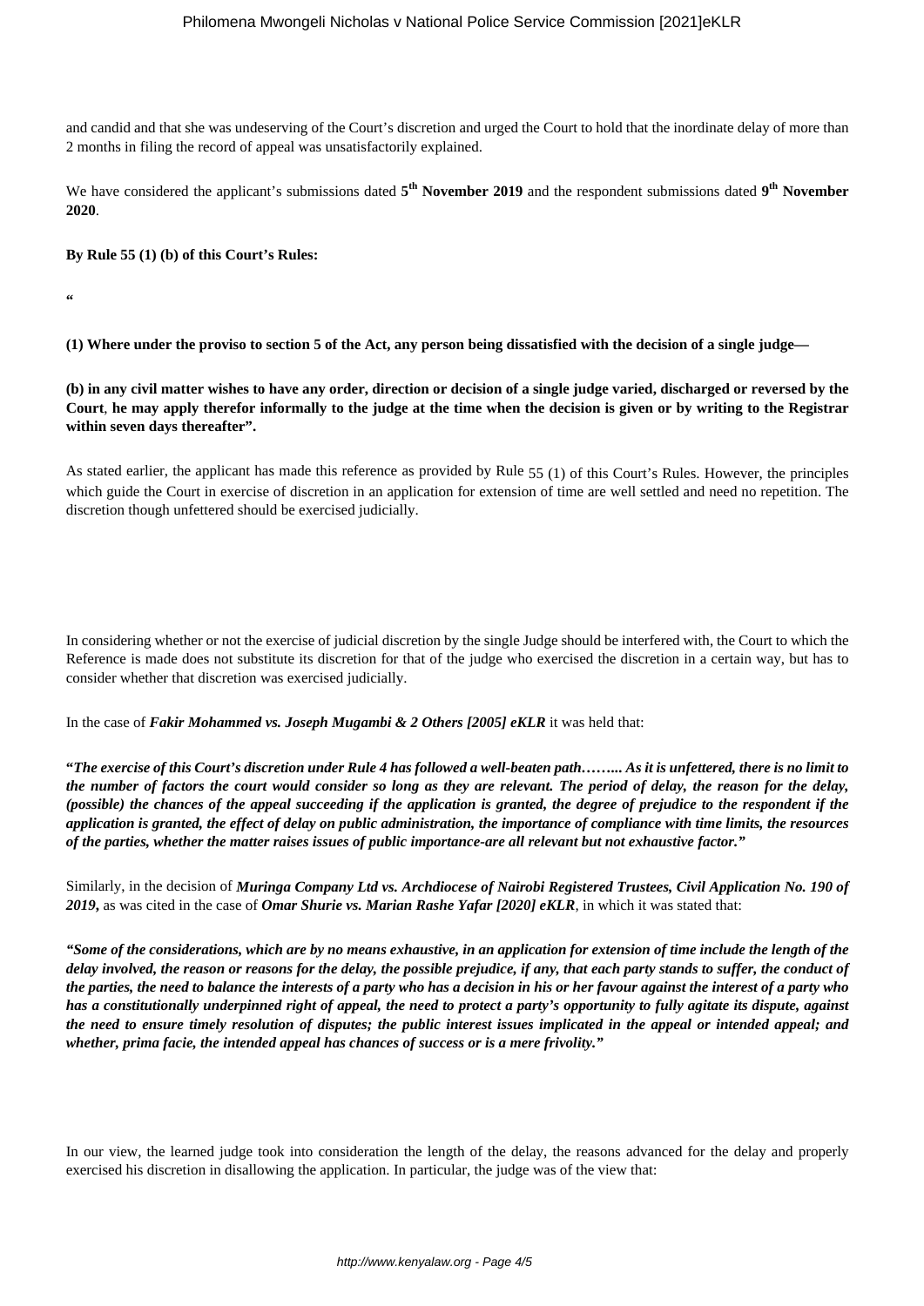and candid and that she was undeserving of the Court's discretion and urged the Court to hold that the inordinate delay of more than 2 months in filing the record of appeal was unsatisfactorily explained.

We have considered the applicant's submissions dated **5th November 2019** and the respondent submissions dated **9th November 2020**.

**By Rule 55 (1) (b) of this Court's Rules:**

"

**(1) Where under the proviso to section 5 of the Act, any person being dissatisfied with the decision of a single judge—**

**(b) in any civil matter wishes to have any order, direction or decision of a single judge varied, discharged or reversed by the Court, he may apply therefor informally to the judge at the time when the decision is given or by writing to the Registrar within seven days thereafter".**

As stated earlier, the applicant has made this reference as provided by Rule 55 (1) of this Court's Rules. However, the principles which guide the Court in exercise of discretion in an application for extension of time are well settled and need no repetition. The discretion though unfettered should be exercised judicially.

In considering whether or not the exercise of judicial discretion by the single Judge should be interfered with, the Court to which the Reference is made does not substitute its discretion for that of the judge who exercised the discretion in a certain way, but has to consider whether that discretion was exercised judicially.

In the case of ***Fakir Mohammed vs. Joseph Mugambi & 2 Others [2005] eKLR*** it was held that:

"***The exercise of this Court's discretion under Rule 4 has followed a well-beaten path…….. As it is unfettered, there is no limit to the number of factors the court would consider so long as they are relevant. The period of delay, the reason for the delay, (possible) the chances of the appeal succeeding if the application is granted, the degree of prejudice to the respondent if the application is granted, the effect of delay on public administration, the importance of compliance with time limits, the resources of the parties, whether the matter raises issues of public importance-are all relevant but not exhaustive factor."***

Similarly, in the decision of ***Muringa Company Ltd vs. Archdiocese of Nairobi Registered Trustees, Civil Application No. 190 of 2019,*** as was cited in the case of ***Omar Shurie vs. Marian Rashe Yafar [2020] eKLR***, in which it was stated that:

***"Some of the considerations, which are by no means exhaustive, in an application for extension of time include the length of the delay involved, the reason or reasons for the delay, the possible prejudice, if any, that each party stands to suffer, the conduct of the parties, the need to balance the interests of a party who has a decision in his or her favour against the interest of a party who has a constitutionally underpinned right of appeal, the need to protect a party's opportunity to fully agitate its dispute, against the need to ensure timely resolution of disputes; the public interest issues implicated in the appeal or intended appeal; and whether, prima facie, the intended appeal has chances of success or is a mere frivolity."***

In our view, the learned judge took into consideration the length of the delay, the reasons advanced for the delay and properly exercised his discretion in disallowing the application. In particular, the judge was of the view that: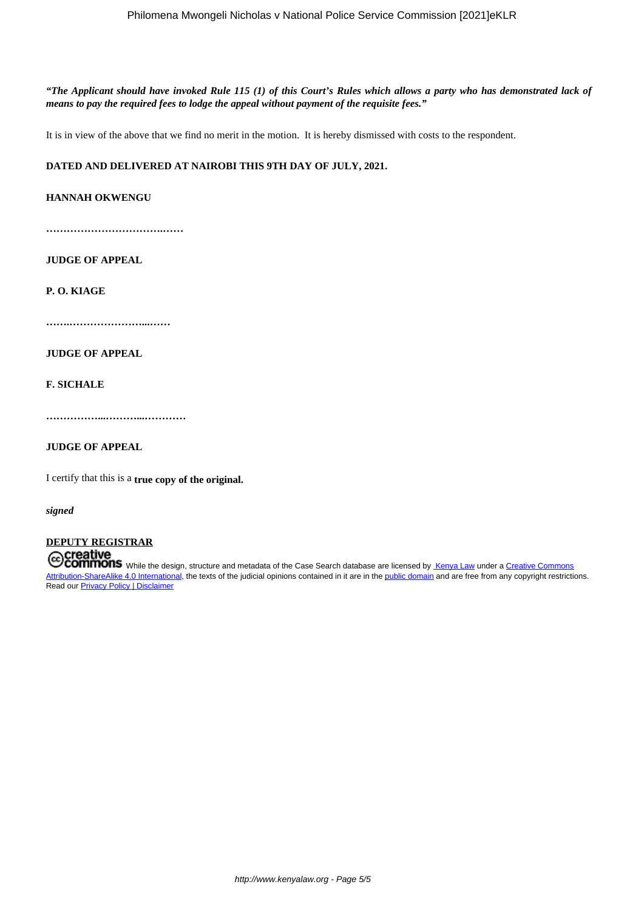***"The Applicant should have invoked Rule 115 (1) of this Court's Rules which allows a party who has demonstrated lack of means to pay the required fees to lodge the appeal without payment of the requisite fees."***

It is in view of the above that we find no merit in the motion. It is hereby dismissed with costs to the respondent.

**DATED AND DELIVERED AT NAIROBI THIS 9TH DAY OF JULY, 2021.**

**HANNAH OKWENGU**

**…………………………..……**

**JUDGE OF APPEAL**

**P. O. KIAGE**

**……..………………...……**

**JUDGE OF APPEAL**

**F. SICHALE**

**……………...………...…………**

**JUDGE OF APPEAL**

I certify that this is a **true copy of the original.**

***signed***

**DEPUTY REGISTRAR**

While the design, structure and metadata of the Case Search database are licensed by Kenya Law under a Creative Commons Attribution-ShareAlike 4.0 International, the texts of the judicial opinions contained in it are in the public domain and are free from any copyright restrictions. Read our Privacy Policy | Disclaimer